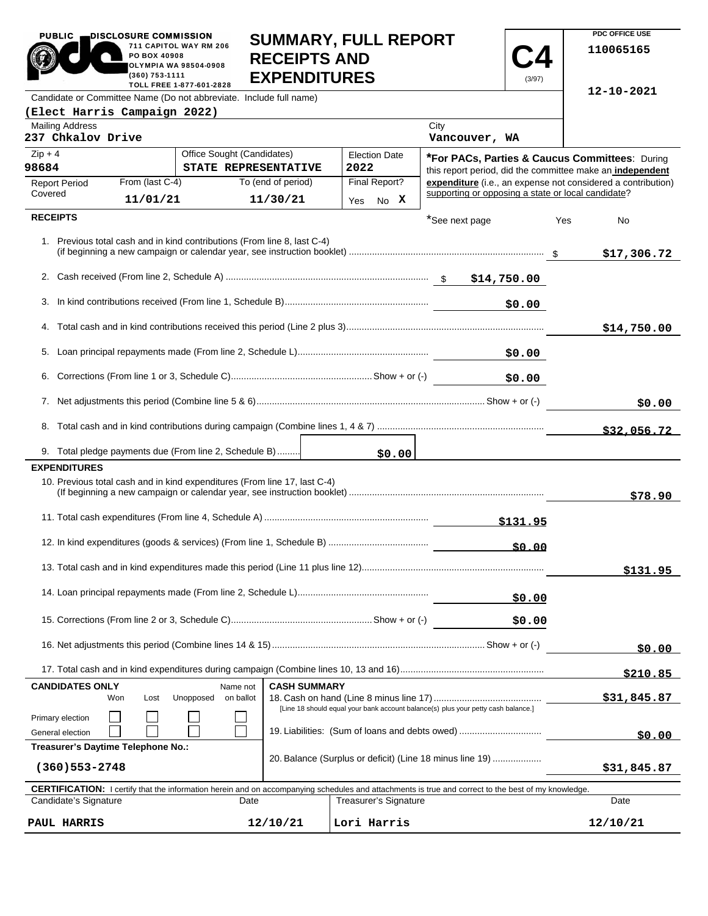PUBLIC DISCLOSURE COMMISSION
711 CAPITOL WAY RM 206
PO BOX 40908
OLYMPIA WA 98504-0908
(360) 753-1111
TOLL FREE 1-877-601-2828

# SUMMARY, FULL REPORT RECEIPTS AND EXPENDITURES

**C4** (3/97)

PDC OFFICE USE
110065165

12-10-2021

| Candidate or Committee Name (Do not abbreviate. Include full name) | | | |
|---|---|---|---|
| (Elect Harris Campaign 2022) | | | |
| Mailing Address: 237 Chkalov Drive | | City: Vancouver, WA | |
| Zip + 4: 98684 | Office Sought (Candidates): STATE REPRESENTATIVE | Election Date: 2022 | |
| Report Period Covered | From (last C-4): 11/01/21 | To (end of period): 11/30/21 | Final Report? Yes No X |

***For PACs, Parties & Caucus Committees**: During this report period, did the committee make an **independent expenditure** (i.e., an expense not considered a contribution) supporting or opposing a state or local candidate?

*See next page Yes No

## RECEIPTS

| Line | | | |
|---|---|---|---|
| 1. Previous total cash and in kind contributions (From line 8, last C-4) (if beginning a new campaign or calendar year, see instruction booklet) | | | $17,306.72 |
| 2. Cash received (From line 2, Schedule A) | $ | $14,750.00 | |
| 3. In kind contributions received (From line 1, Schedule B) | | $0.00 | |
| 4. Total cash and in kind contributions received this period (Line 2 plus 3) | | | $14,750.00 |
| 5. Loan principal repayments made (From line 2, Schedule L) | | $0.00 | |
| 6. Corrections (From line 1 or 3, Schedule C) Show + or (-) | | $0.00 | |
| 7. Net adjustments this period (Combine line 5 & 6) Show + or (-) | | | $0.00 |
| 8. Total cash and in kind contributions during campaign (Combine lines 1, 4 & 7) | | | $32,056.72 |
| 9. Total pledge payments due (From line 2, Schedule B) | $0.00 | | |

## EXPENDITURES

| Line | | |
|---|---|---|
| 10. Previous total cash and in kind expenditures (From line 17, last C-4) (If beginning a new campaign or calendar year, see instruction booklet) | | $78.90 |
| 11. Total cash expenditures (From line 4, Schedule A) | $131.95 | |
| 12. In kind expenditures (goods & services) (From line 1, Schedule B) | $0.00 | |
| 13. Total cash and in kind expenditures made this period (Line 11 plus line 12) | | $131.95 |
| 14. Loan principal repayments made (From line 2, Schedule L) | $0.00 | |
| 15. Corrections (From line 2 or 3, Schedule C) Show + or (-) | $0.00 | |
| 16. Net adjustments this period (Combine lines 14 & 15) Show + or (-) | | $0.00 |
| 17. Total cash and in kind expenditures during campaign (Combine lines 10, 13 and 16) | | $210.85 |

| CANDIDATES ONLY | Won | Lost | Unopposed | Name not on ballot |
|---|---|---|---|---|
| Primary election | ☐ | ☐ | ☐ | ☐ |
| General election | ☐ | ☐ | ☐ | ☐ |

**Treasurer's Daytime Telephone No.:** (360)553-2748

**CASH SUMMARY**

| | |
|---|---|
| 18. Cash on hand (Line 8 minus line 17) [Line 18 should equal your bank account balance(s) plus your petty cash balance.] | $31,845.87 |
| 19. Liabilities: (Sum of loans and debts owed) | $0.00 |
| 20. Balance (Surplus or deficit) (Line 18 minus line 19) | $31,845.87 |

**CERTIFICATION:** I certify that the information herein and on accompanying schedules and attachments is true and correct to the best of my knowledge.

| Candidate's Signature | Date | Treasurer's Signature | Date |
|---|---|---|---|
| PAUL HARRIS | 12/10/21 | Lori Harris | 12/10/21 |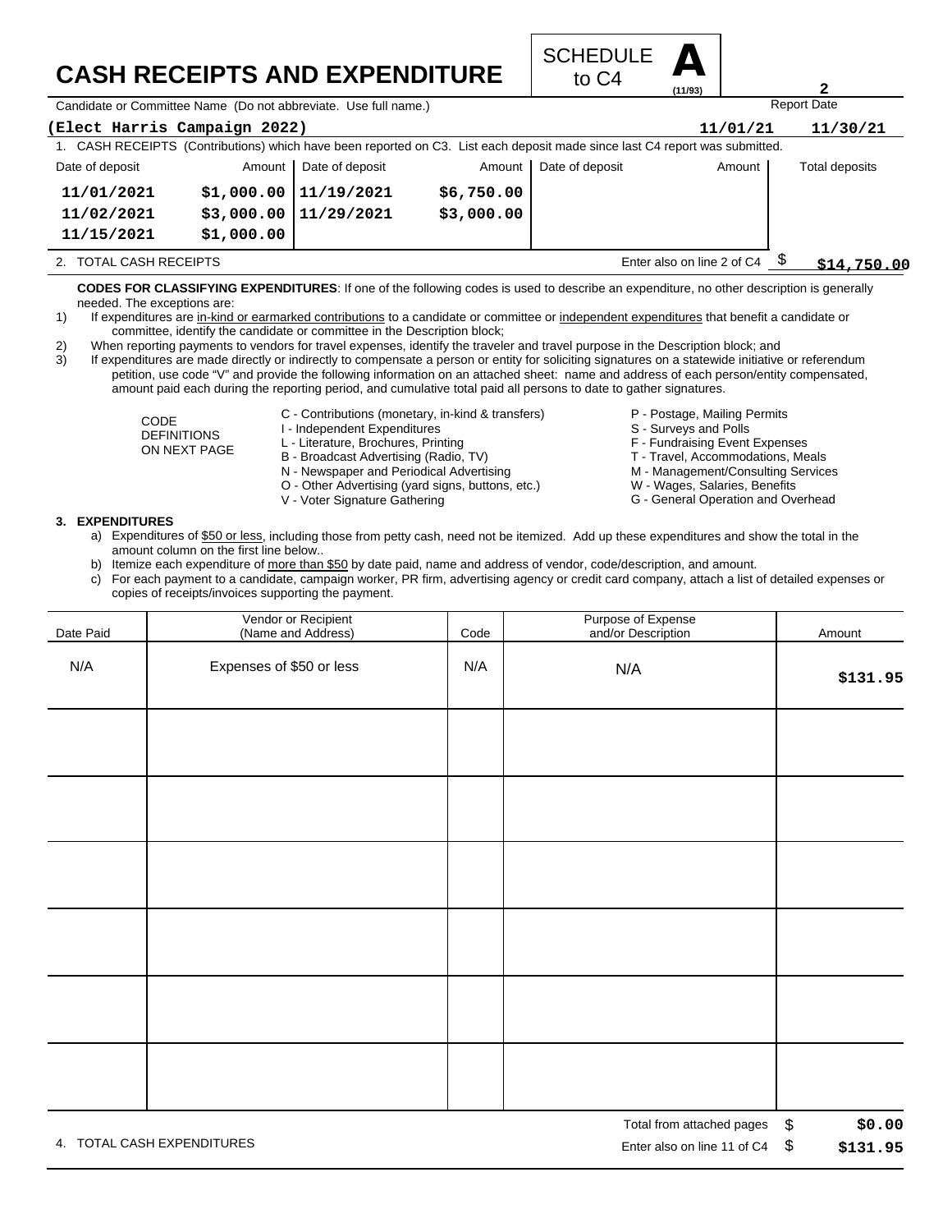# CASH RECEIPTS AND EXPENDITURE

SCHEDULE **A** to C4 (11/93)

Candidate or Committee Name (Do not abbreviate. Use full name.)

**(Elect Harris Campaign 2022)**

Report Date: **11/01/21** **11/30/21**

1. CASH RECEIPTS (Contributions) which have been reported on C3. List each deposit made since last C4 report was submitted.

| Date of deposit | Amount | Date of deposit | Amount | Date of deposit | Amount | Total deposits |
|---|---|---|---|---|---|---|
| 11/01/2021 | $1,000.00 | 11/19/2021 | $6,750.00 | | | |
| 11/02/2021 | $3,000.00 | 11/29/2021 | $3,000.00 | | | |
| 11/15/2021 | $1,000.00 | | | | | |

2. TOTAL CASH RECEIPTS — Enter also on line 2 of C4 $ **$14,750.00**

**CODES FOR CLASSIFYING EXPENDITURES**: If one of the following codes is used to describe an expenditure, no other description is generally needed. The exceptions are:

1) If expenditures are in-kind or earmarked contributions to a candidate or committee or independent expenditures that benefit a candidate or committee, identify the candidate or committee in the Description block;
2) When reporting payments to vendors for travel expenses, identify the traveler and travel purpose in the Description block; and
3) If expenditures are made directly or indirectly to compensate a person or entity for soliciting signatures on a statewide initiative or referendum petition, use code "V" and provide the following information on an attached sheet: name and address of each person/entity compensated, amount paid each during the reporting period, and cumulative total paid all persons to date to gather signatures.

CODE DEFINITIONS ON NEXT PAGE

- C - Contributions (monetary, in-kind & transfers)
- I - Independent Expenditures
- L - Literature, Brochures, Printing
- B - Broadcast Advertising (Radio, TV)
- N - Newspaper and Periodical Advertising
- O - Other Advertising (yard signs, buttons, etc.)
- V - Voter Signature Gathering
- P - Postage, Mailing Permits
- S - Surveys and Polls
- F - Fundraising Event Expenses
- T - Travel, Accommodations, Meals
- M - Management/Consulting Services
- W - Wages, Salaries, Benefits
- G - General Operation and Overhead

**3. EXPENDITURES**

a) Expenditures of $50 or less, including those from petty cash, need not be itemized. Add up these expenditures and show the total in the amount column on the first line below..
b) Itemize each expenditure of more than $50 by date paid, name and address of vendor, code/description, and amount.
c) For each payment to a candidate, campaign worker, PR firm, advertising agency or credit card company, attach a list of detailed expenses or copies of receipts/invoices supporting the payment.

| Date Paid | Vendor or Recipient (Name and Address) | Code | Purpose of Expense and/or Description | Amount |
|---|---|---|---|---|
| N/A | Expenses of $50 or less | N/A | N/A | $131.95 |
| | | | | |
| | | | | |
| | | | | |
| | | | | |
| | | | | |
| | | | | |

Total from attached pages $ **$0.00**

4. TOTAL CASH EXPENDITURES — Enter also on line 11 of C4 $ **$131.95**